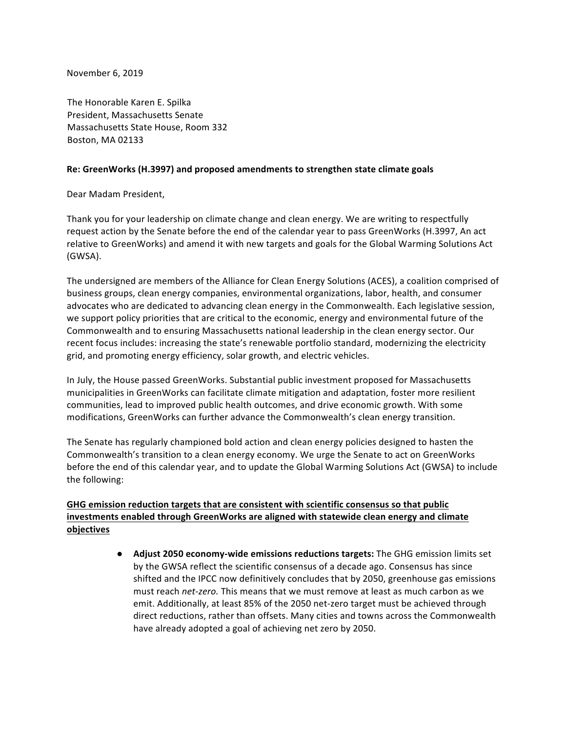November 6, 2019

The Honorable Karen E. Spilka
President, Massachusetts Senate
Massachusetts State House, Room 332
Boston, MA 02133

**Re: GreenWorks (H.3997) and proposed amendments to strengthen state climate goals**

Dear Madam President,

Thank you for your leadership on climate change and clean energy. We are writing to respectfully request action by the Senate before the end of the calendar year to pass GreenWorks (H.3997, An act relative to GreenWorks) and amend it with new targets and goals for the Global Warming Solutions Act (GWSA).

The undersigned are members of the Alliance for Clean Energy Solutions (ACES), a coalition comprised of business groups, clean energy companies, environmental organizations, labor, health, and consumer advocates who are dedicated to advancing clean energy in the Commonwealth. Each legislative session, we support policy priorities that are critical to the economic, energy and environmental future of the Commonwealth and to ensuring Massachusetts national leadership in the clean energy sector. Our recent focus includes: increasing the state's renewable portfolio standard, modernizing the electricity grid, and promoting energy efficiency, solar growth, and electric vehicles.

In July, the House passed GreenWorks. Substantial public investment proposed for Massachusetts municipalities in GreenWorks can facilitate climate mitigation and adaptation, foster more resilient communities, lead to improved public health outcomes, and drive economic growth. With some modifications, GreenWorks can further advance the Commonwealth's clean energy transition.

The Senate has regularly championed bold action and clean energy policies designed to hasten the Commonwealth's transition to a clean energy economy. We urge the Senate to act on GreenWorks before the end of this calendar year, and to update the Global Warming Solutions Act (GWSA) to include the following:

<u>**GHG emission reduction targets that are consistent with scientific consensus so that public investments enabled through GreenWorks are aligned with statewide clean energy and climate objectives**</u>

- **Adjust 2050 economy-wide emissions reductions targets:** The GHG emission limits set by the GWSA reflect the scientific consensus of a decade ago. Consensus has since shifted and the IPCC now definitively concludes that by 2050, greenhouse gas emissions must reach *net-zero.* This means that we must remove at least as much carbon as we emit. Additionally, at least 85% of the 2050 net-zero target must be achieved through direct reductions, rather than offsets. Many cities and towns across the Commonwealth have already adopted a goal of achieving net zero by 2050.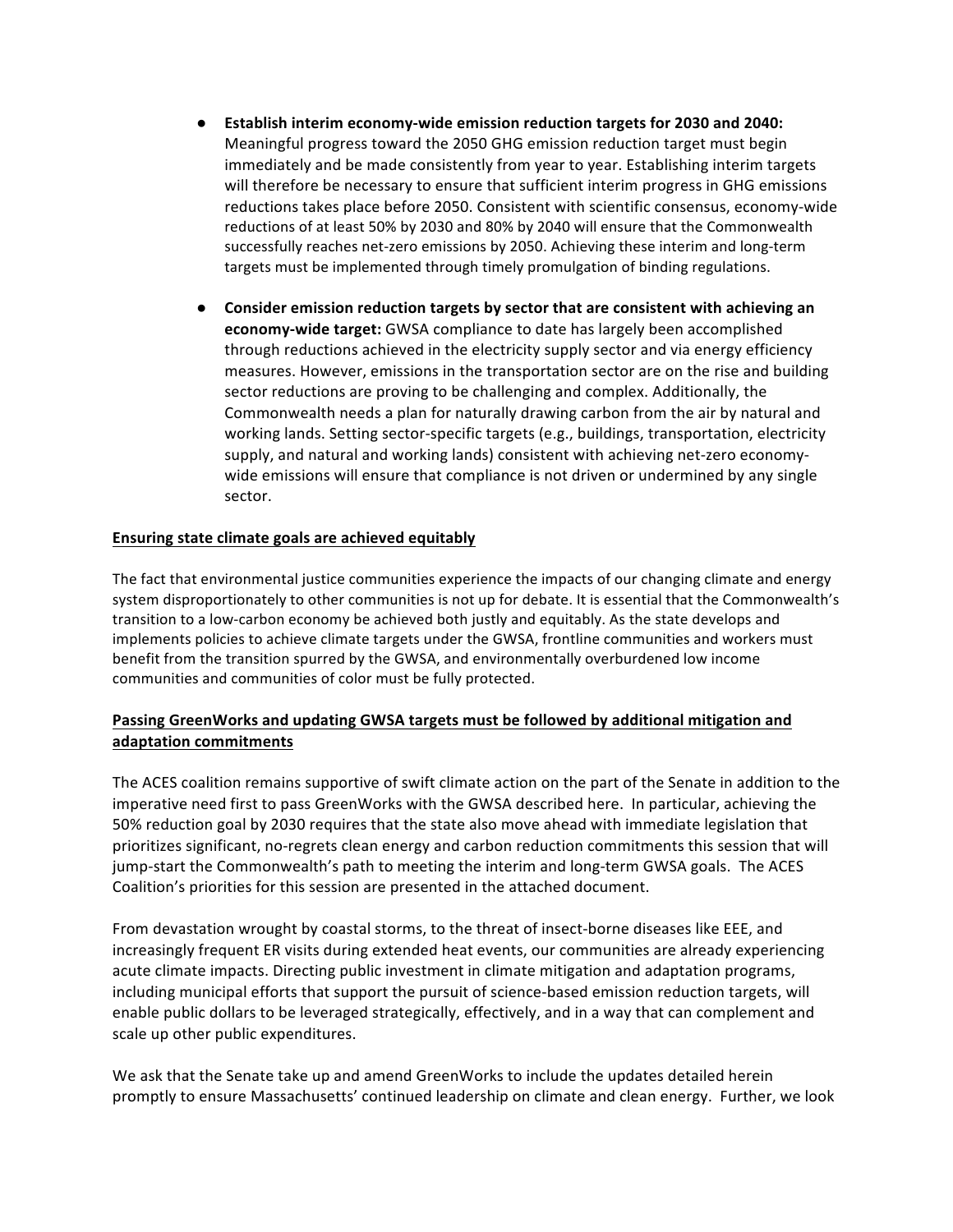- **Establish interim economy-wide emission reduction targets for 2030 and 2040:** Meaningful progress toward the 2050 GHG emission reduction target must begin immediately and be made consistently from year to year. Establishing interim targets will therefore be necessary to ensure that sufficient interim progress in GHG emissions reductions takes place before 2050. Consistent with scientific consensus, economy-wide reductions of at least 50% by 2030 and 80% by 2040 will ensure that the Commonwealth successfully reaches net-zero emissions by 2050. Achieving these interim and long-term targets must be implemented through timely promulgation of binding regulations.

- **Consider emission reduction targets by sector that are consistent with achieving an economy-wide target:** GWSA compliance to date has largely been accomplished through reductions achieved in the electricity supply sector and via energy efficiency measures. However, emissions in the transportation sector are on the rise and building sector reductions are proving to be challenging and complex. Additionally, the Commonwealth needs a plan for naturally drawing carbon from the air by natural and working lands. Setting sector-specific targets (e.g., buildings, transportation, electricity supply, and natural and working lands) consistent with achieving net-zero economy-wide emissions will ensure that compliance is not driven or undermined by any single sector.

**Ensuring state climate goals are achieved equitably**

The fact that environmental justice communities experience the impacts of our changing climate and energy system disproportionately to other communities is not up for debate. It is essential that the Commonwealth's transition to a low-carbon economy be achieved both justly and equitably. As the state develops and implements policies to achieve climate targets under the GWSA, frontline communities and workers must benefit from the transition spurred by the GWSA, and environmentally overburdened low income communities and communities of color must be fully protected.

**Passing GreenWorks and updating GWSA targets must be followed by additional mitigation and adaptation commitments**

The ACES coalition remains supportive of swift climate action on the part of the Senate in addition to the imperative need first to pass GreenWorks with the GWSA described here. In particular, achieving the 50% reduction goal by 2030 requires that the state also move ahead with immediate legislation that prioritizes significant, no-regrets clean energy and carbon reduction commitments this session that will jump-start the Commonwealth's path to meeting the interim and long-term GWSA goals. The ACES Coalition's priorities for this session are presented in the attached document.

From devastation wrought by coastal storms, to the threat of insect-borne diseases like EEE, and increasingly frequent ER visits during extended heat events, our communities are already experiencing acute climate impacts. Directing public investment in climate mitigation and adaptation programs, including municipal efforts that support the pursuit of science-based emission reduction targets, will enable public dollars to be leveraged strategically, effectively, and in a way that can complement and scale up other public expenditures.

We ask that the Senate take up and amend GreenWorks to include the updates detailed herein promptly to ensure Massachusetts' continued leadership on climate and clean energy. Further, we look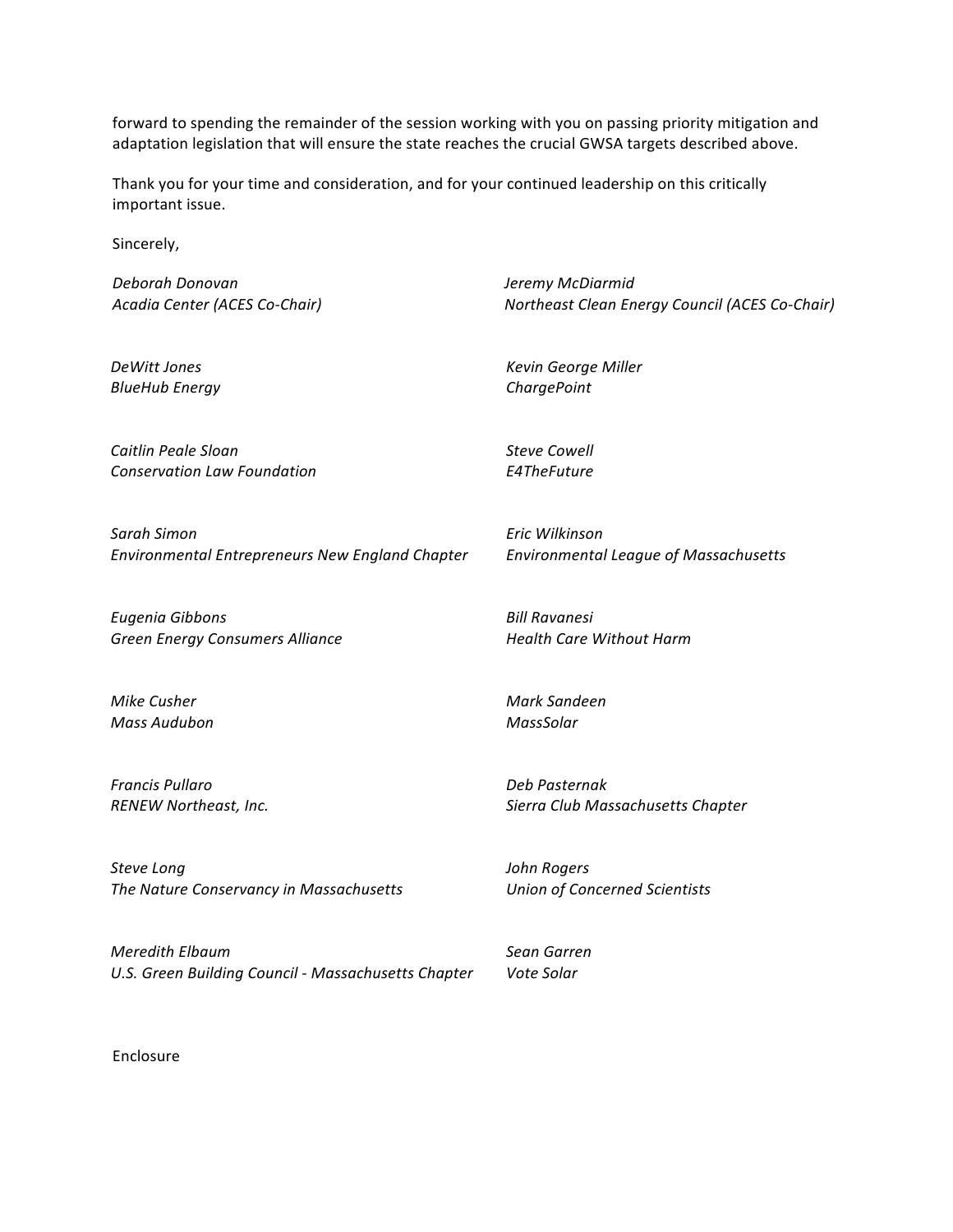forward to spending the remainder of the session working with you on passing priority mitigation and adaptation legislation that will ensure the state reaches the crucial GWSA targets described above.

Thank you for your time and consideration, and for your continued leadership on this critically important issue.

Sincerely,

*Deborah Donovan*
*Acadia Center (ACES Co-Chair)*

*Jeremy McDiarmid*
*Northeast Clean Energy Council (ACES Co-Chair)*

*DeWitt Jones*
*BlueHub Energy*

*Kevin George Miller*
*ChargePoint*

*Caitlin Peale Sloan*
*Conservation Law Foundation*

*Steve Cowell*
*E4TheFuture*

*Sarah Simon*
*Environmental Entrepreneurs New England Chapter*

*Eric Wilkinson*
*Environmental League of Massachusetts*

*Eugenia Gibbons*
*Green Energy Consumers Alliance*

*Bill Ravanesi*
*Health Care Without Harm*

*Mike Cusher*
*Mass Audubon*

*Mark Sandeen*
*MassSolar*

*Francis Pullaro*
*RENEW Northeast, Inc.*

*Deb Pasternak*
*Sierra Club Massachusetts Chapter*

*Steve Long*
*The Nature Conservancy in Massachusetts*

*John Rogers*
*Union of Concerned Scientists*

*Meredith Elbaum*
*U.S. Green Building Council - Massachusetts Chapter*

*Sean Garren*
*Vote Solar*

Enclosure